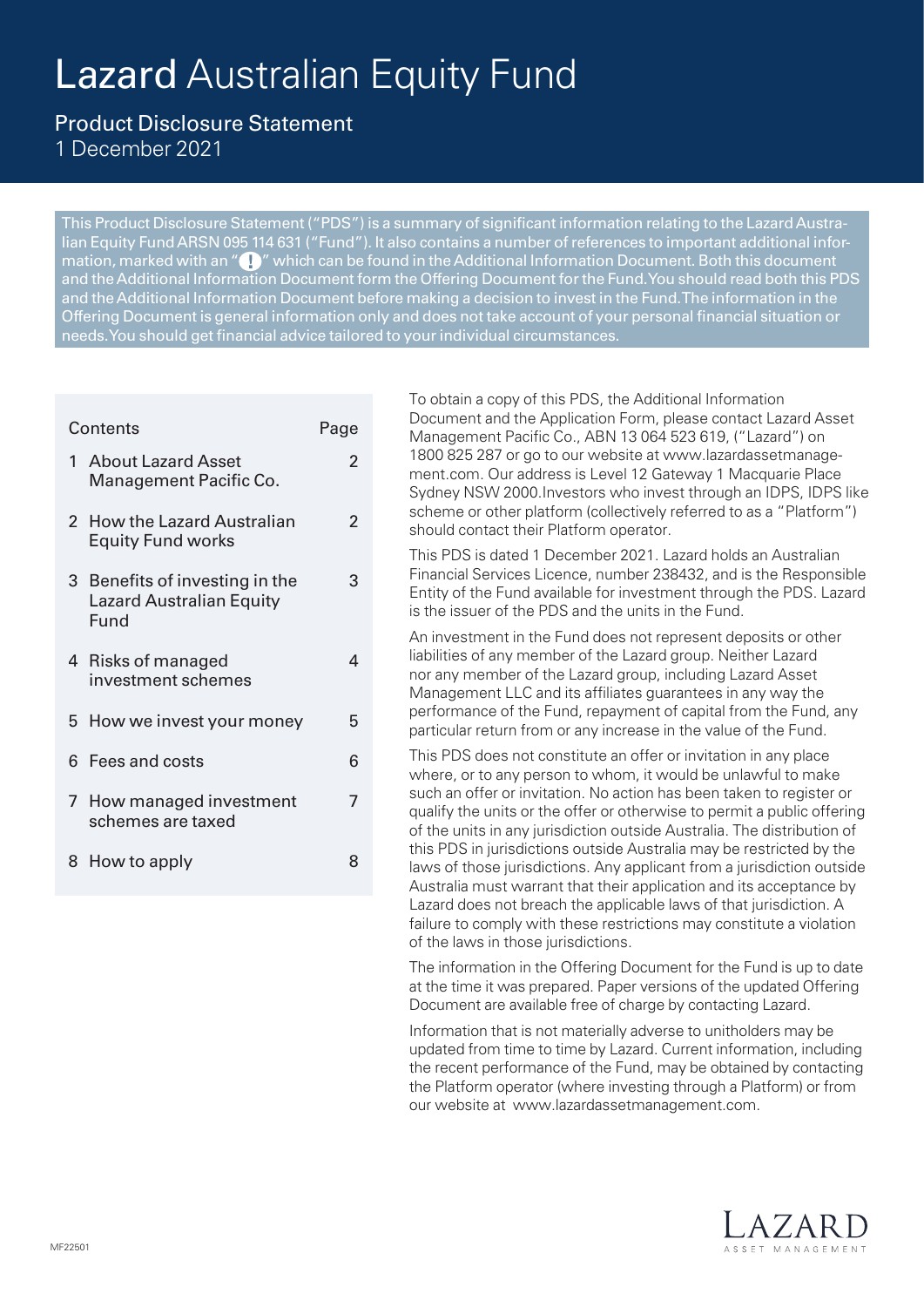# Lazard Australian Equity Fund

## Product Disclosure Statement

1 December 2021

This Product Disclosure Statement ("PDS") is a summary of significant information relating to the Lazard Australian Equity Fund ARSN 095 114 631 ("Fund"). It also contains a number of references to important additional information, marked with an "!" which can be found in the Additional Information Document. Both this document and the Additional Information Document form the Offering Document for the Fund. You should read both this PDS and the Additional Information Document before making a decision to invest in the Fund. The information in the Offering Document is general information only and does not take account of your personal financial situation or needs. You should get financial advice tailored to your individual circumstances.

| Contents | Page |
|---|---|
| 1 About Lazard Asset Management Pacific Co. | 2 |
| 2 How the Lazard Australian Equity Fund works | 2 |
| 3 Benefits of investing in the Lazard Australian Equity Fund | 3 |
| 4 Risks of managed investment schemes | 4 |
| 5 How we invest your money | 5 |
| 6 Fees and costs | 6 |
| 7 How managed investment schemes are taxed | 7 |
| 8 How to apply | 8 |

To obtain a copy of this PDS, the Additional Information Document and the Application Form, please contact Lazard Asset Management Pacific Co., ABN 13 064 523 619, ("Lazard") on 1800 825 287 or go to our website at www.lazardassetmanagement.com. Our address is Level 12 Gateway 1 Macquarie Place Sydney NSW 2000. Investors who invest through an IDPS, IDPS like scheme or other platform (collectively referred to as a "Platform") should contact their Platform operator.

This PDS is dated 1 December 2021. Lazard holds an Australian Financial Services Licence, number 238432, and is the Responsible Entity of the Fund available for investment through the PDS. Lazard is the issuer of the PDS and the units in the Fund.

An investment in the Fund does not represent deposits or other liabilities of any member of the Lazard group. Neither Lazard nor any member of the Lazard group, including Lazard Asset Management LLC and its affiliates guarantees in any way the performance of the Fund, repayment of capital from the Fund, any particular return from or any increase in the value of the Fund.

This PDS does not constitute an offer or invitation in any place where, or to any person to whom, it would be unlawful to make such an offer or invitation. No action has been taken to register or qualify the units or the offer or otherwise to permit a public offering of the units in any jurisdiction outside Australia. The distribution of this PDS in jurisdictions outside Australia may be restricted by the laws of those jurisdictions. Any applicant from a jurisdiction outside Australia must warrant that their application and its acceptance by Lazard does not breach the applicable laws of that jurisdiction. A failure to comply with these restrictions may constitute a violation of the laws in those jurisdictions.

The information in the Offering Document for the Fund is up to date at the time it was prepared. Paper versions of the updated Offering Document are available free of charge by contacting Lazard.

Information that is not materially adverse to unitholders may be updated from time to time by Lazard. Current information, including the recent performance of the Fund, may be obtained by contacting the Platform operator (where investing through a Platform) or from our website at www.lazardassetmanagement.com.

MF22501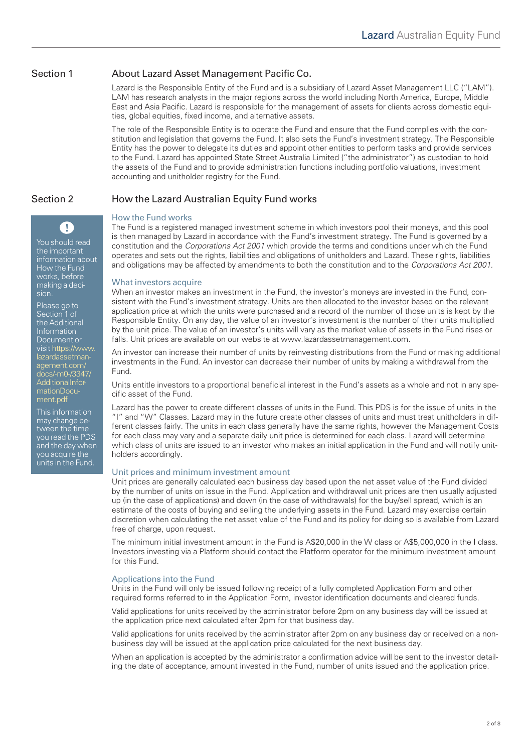## Section 1

## About Lazard Asset Management Pacific Co.

Lazard is the Responsible Entity of the Fund and is a subsidiary of Lazard Asset Management LLC ("LAM"). LAM has research analysts in the major regions across the world including North America, Europe, Middle East and Asia Pacific. Lazard is responsible for the management of assets for clients across domestic equities, global equities, fixed income, and alternative assets.

The role of the Responsible Entity is to operate the Fund and ensure that the Fund complies with the constitution and legislation that governs the Fund. It also sets the Fund's investment strategy. The Responsible Entity has the power to delegate its duties and appoint other entities to perform tasks and provide services to the Fund. Lazard has appointed State Street Australia Limited ("the administrator") as custodian to hold the assets of the Fund and to provide administration functions including portfolio valuations, investment accounting and unitholder registry for the Fund.

## Section 2

## How the Lazard Australian Equity Fund works

> **!**
>
> You should read the important information about How the Fund works, before making a decision.
>
> Please go to Section 1 of the Additional Information Document or visit https://www.lazardassetmanagement.com/docs/-m0-/3347/AdditionalInformationDocument.pdf
>
> This information may change between the time you read the PDS and the day when you acquire the units in the Fund.

### How the Fund works

The Fund is a registered managed investment scheme in which investors pool their moneys, and this pool is then managed by Lazard in accordance with the Fund's investment strategy. The Fund is governed by a constitution and the *Corporations Act 2001* which provide the terms and conditions under which the Fund operates and sets out the rights, liabilities and obligations of unitholders and Lazard. These rights, liabilities and obligations may be affected by amendments to both the constitution and to the *Corporations Act 2001*.

### What investors acquire

When an investor makes an investment in the Fund, the investor's moneys are invested in the Fund, consistent with the Fund's investment strategy. Units are then allocated to the investor based on the relevant application price at which the units were purchased and a record of the number of those units is kept by the Responsible Entity. On any day, the value of an investor's investment is the number of their units multiplied by the unit price. The value of an investor's units will vary as the market value of assets in the Fund rises or falls. Unit prices are available on our website at www.lazardassetmanagement.com.

An investor can increase their number of units by reinvesting distributions from the Fund or making additional investments in the Fund. An investor can decrease their number of units by making a withdrawal from the Fund.

Units entitle investors to a proportional beneficial interest in the Fund's assets as a whole and not in any specific asset of the Fund.

Lazard has the power to create different classes of units in the Fund. This PDS is for the issue of units in the "I" and "W" Classes. Lazard may in the future create other classes of units and must treat unitholders in different classes fairly. The units in each class generally have the same rights, however the Management Costs for each class may vary and a separate daily unit price is determined for each class. Lazard will determine which class of units are issued to an investor who makes an initial application in the Fund and will notify unitholders accordingly.

### Unit prices and minimum investment amount

Unit prices are generally calculated each business day based upon the net asset value of the Fund divided by the number of units on issue in the Fund. Application and withdrawal unit prices are then usually adjusted up (in the case of applications) and down (in the case of withdrawals) for the buy/sell spread, which is an estimate of the costs of buying and selling the underlying assets in the Fund. Lazard may exercise certain discretion when calculating the net asset value of the Fund and its policy for doing so is available from Lazard free of charge, upon request.

The minimum initial investment amount in the Fund is A$20,000 in the W class or A$5,000,000 in the I class. Investors investing via a Platform should contact the Platform operator for the minimum investment amount for this Fund.

### Applications into the Fund

Units in the Fund will only be issued following receipt of a fully completed Application Form and other required forms referred to in the Application Form, investor identification documents and cleared funds.

Valid applications for units received by the administrator before 2pm on any business day will be issued at the application price next calculated after 2pm for that business day.

Valid applications for units received by the administrator after 2pm on any business day or received on a non-business day will be issued at the application price calculated for the next business day.

When an application is accepted by the administrator a confirmation advice will be sent to the investor detailing the date of acceptance, amount invested in the Fund, number of units issued and the application price.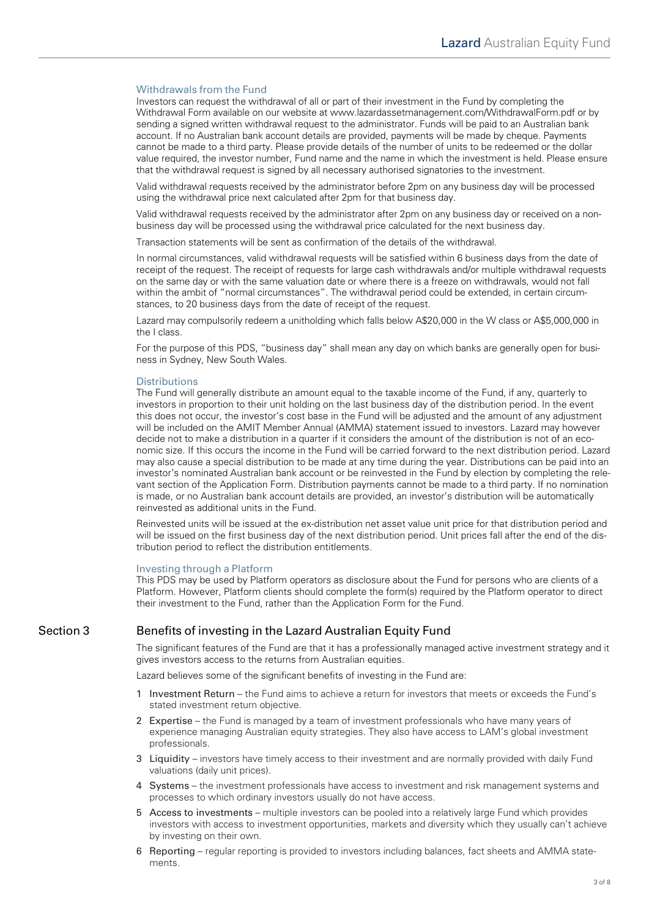### Withdrawals from the Fund

Investors can request the withdrawal of all or part of their investment in the Fund by completing the Withdrawal Form available on our website at www.lazardassetmanagement.com/WithdrawalForm.pdf or by sending a signed written withdrawal request to the administrator. Funds will be paid to an Australian bank account. If no Australian bank account details are provided, payments will be made by cheque. Payments cannot be made to a third party. Please provide details of the number of units to be redeemed or the dollar value required, the investor number, Fund name and the name in which the investment is held. Please ensure that the withdrawal request is signed by all necessary authorised signatories to the investment.

Valid withdrawal requests received by the administrator before 2pm on any business day will be processed using the withdrawal price next calculated after 2pm for that business day.

Valid withdrawal requests received by the administrator after 2pm on any business day or received on a non-business day will be processed using the withdrawal price calculated for the next business day.

Transaction statements will be sent as confirmation of the details of the withdrawal.

In normal circumstances, valid withdrawal requests will be satisfied within 6 business days from the date of receipt of the request. The receipt of requests for large cash withdrawals and/or multiple withdrawal requests on the same day or with the same valuation date or where there is a freeze on withdrawals, would not fall within the ambit of "normal circumstances". The withdrawal period could be extended, in certain circumstances, to 20 business days from the date of receipt of the request.

Lazard may compulsorily redeem a unitholding which falls below A$20,000 in the W class or A$5,000,000 in the I class.

For the purpose of this PDS, "business day" shall mean any day on which banks are generally open for business in Sydney, New South Wales.

### Distributions

The Fund will generally distribute an amount equal to the taxable income of the Fund, if any, quarterly to investors in proportion to their unit holding on the last business day of the distribution period. In the event this does not occur, the investor's cost base in the Fund will be adjusted and the amount of any adjustment will be included on the AMIT Member Annual (AMMA) statement issued to investors. Lazard may however decide not to make a distribution in a quarter if it considers the amount of the distribution is not of an economic size. If this occurs the income in the Fund will be carried forward to the next distribution period. Lazard may also cause a special distribution to be made at any time during the year. Distributions can be paid into an investor's nominated Australian bank account or be reinvested in the Fund by election by completing the relevant section of the Application Form. Distribution payments cannot be made to a third party. If no nomination is made, or no Australian bank account details are provided, an investor's distribution will be automatically reinvested as additional units in the Fund.

Reinvested units will be issued at the ex-distribution net asset value unit price for that distribution period and will be issued on the first business day of the next distribution period. Unit prices fall after the end of the distribution period to reflect the distribution entitlements.

### Investing through a Platform

This PDS may be used by Platform operators as disclosure about the Fund for persons who are clients of a Platform. However, Platform clients should complete the form(s) required by the Platform operator to direct their investment to the Fund, rather than the Application Form for the Fund.

## Section 3 Benefits of investing in the Lazard Australian Equity Fund

The significant features of the Fund are that it has a professionally managed active investment strategy and it gives investors access to the returns from Australian equities.

Lazard believes some of the significant benefits of investing in the Fund are:

1. Investment Return – the Fund aims to achieve a return for investors that meets or exceeds the Fund's stated investment return objective.
2. Expertise – the Fund is managed by a team of investment professionals who have many years of experience managing Australian equity strategies. They also have access to LAM's global investment professionals.
3. Liquidity – investors have timely access to their investment and are normally provided with daily Fund valuations (daily unit prices).
4. Systems – the investment professionals have access to investment and risk management systems and processes to which ordinary investors usually do not have access.
5. Access to investments – multiple investors can be pooled into a relatively large Fund which provides investors with access to investment opportunities, markets and diversity which they usually can't achieve by investing on their own.
6. Reporting – regular reporting is provided to investors including balances, fact sheets and AMMA statements.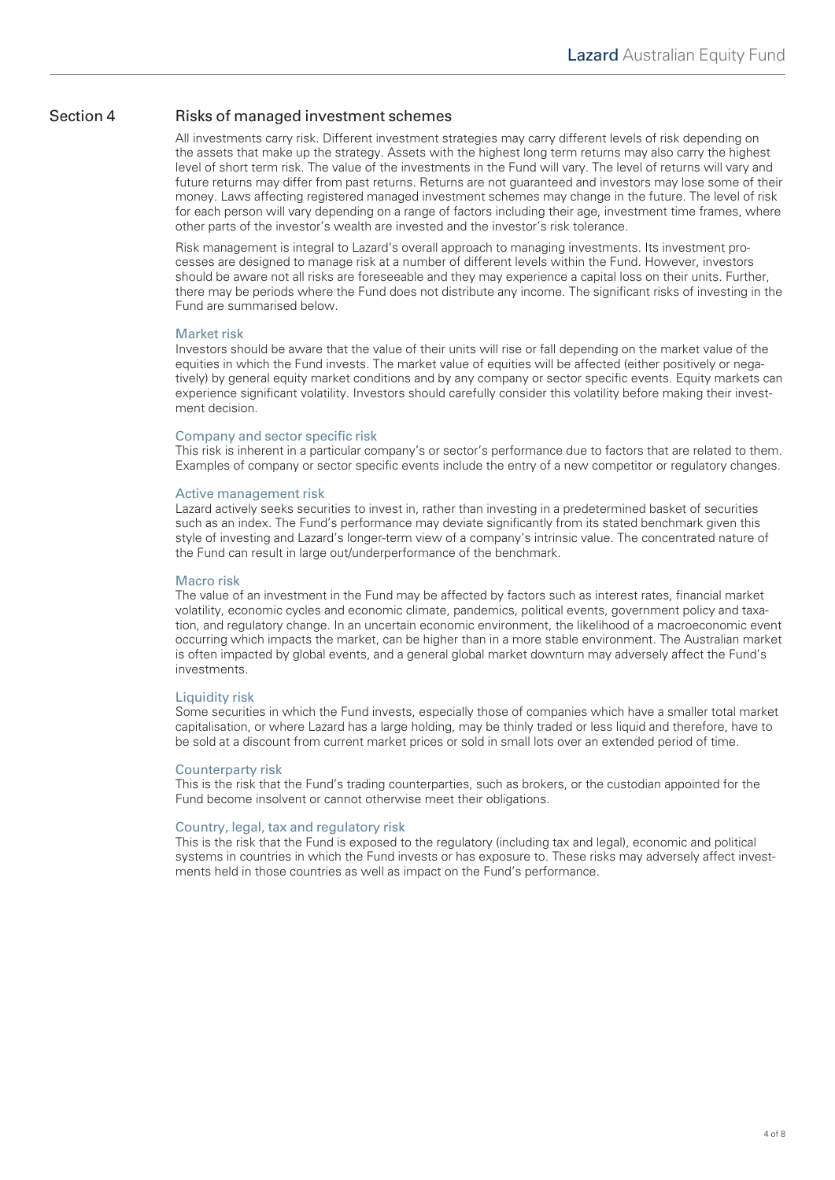## Section 4 Risks of managed investment schemes

All investments carry risk. Different investment strategies may carry different levels of risk depending on the assets that make up the strategy. Assets with the highest long term returns may also carry the highest level of short term risk. The value of the investments in the Fund will vary. The level of returns will vary and future returns may differ from past returns. Returns are not guaranteed and investors may lose some of their money. Laws affecting registered managed investment schemes may change in the future. The level of risk for each person will vary depending on a range of factors including their age, investment time frames, where other parts of the investor's wealth are invested and the investor's risk tolerance.

Risk management is integral to Lazard's overall approach to managing investments. Its investment processes are designed to manage risk at a number of different levels within the Fund. However, investors should be aware not all risks are foreseeable and they may experience a capital loss on their units. Further, there may be periods where the Fund does not distribute any income. The significant risks of investing in the Fund are summarised below.

### Market risk

Investors should be aware that the value of their units will rise or fall depending on the market value of the equities in which the Fund invests. The market value of equities will be affected (either positively or negatively) by general equity market conditions and by any company or sector specific events. Equity markets can experience significant volatility. Investors should carefully consider this volatility before making their investment decision.

### Company and sector specific risk

This risk is inherent in a particular company's or sector's performance due to factors that are related to them. Examples of company or sector specific events include the entry of a new competitor or regulatory changes.

### Active management risk

Lazard actively seeks securities to invest in, rather than investing in a predetermined basket of securities such as an index. The Fund's performance may deviate significantly from its stated benchmark given this style of investing and Lazard's longer-term view of a company's intrinsic value. The concentrated nature of the Fund can result in large out/underperformance of the benchmark.

### Macro risk

The value of an investment in the Fund may be affected by factors such as interest rates, financial market volatility, economic cycles and economic climate, pandemics, political events, government policy and taxation, and regulatory change. In an uncertain economic environment, the likelihood of a macroeconomic event occurring which impacts the market, can be higher than in a more stable environment. The Australian market is often impacted by global events, and a general global market downturn may adversely affect the Fund's investments.

### Liquidity risk

Some securities in which the Fund invests, especially those of companies which have a smaller total market capitalisation, or where Lazard has a large holding, may be thinly traded or less liquid and therefore, have to be sold at a discount from current market prices or sold in small lots over an extended period of time.

### Counterparty risk

This is the risk that the Fund's trading counterparties, such as brokers, or the custodian appointed for the Fund become insolvent or cannot otherwise meet their obligations.

### Country, legal, tax and regulatory risk

This is the risk that the Fund is exposed to the regulatory (including tax and legal), economic and political systems in countries in which the Fund invests or has exposure to. These risks may adversely affect investments held in those countries as well as impact on the Fund's performance.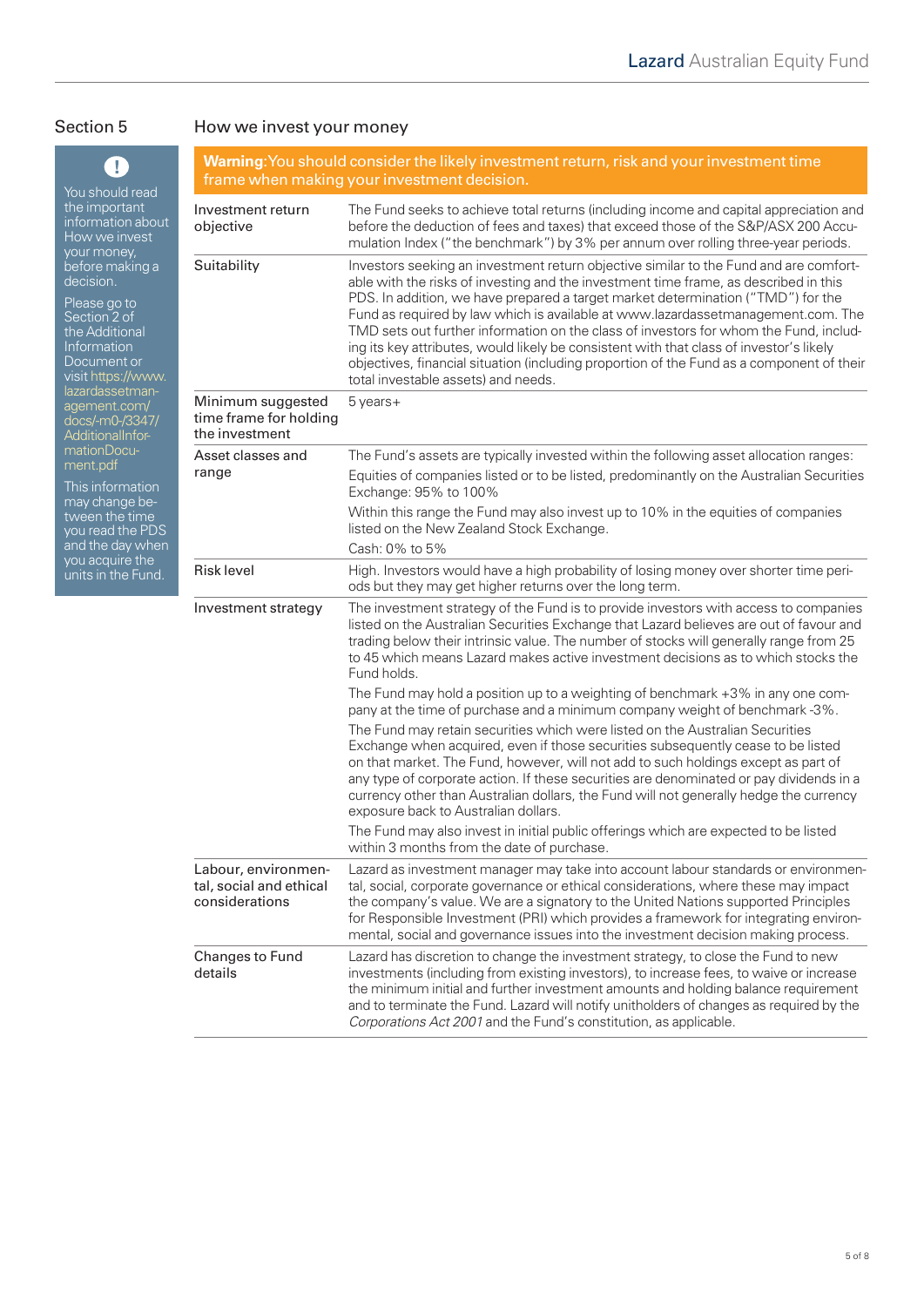## Section 5

## How we invest your money

> You should read the important information about How we invest your money, before making a decision.
>
> Please go to Section 2 of the Additional Information Document or visit https://www.lazardassetmanagement.com/docs/-m0-/3347/AdditionalInformationDocument.pdf
>
> This information may change between the time you read the PDS and the day when you acquire the units in the Fund.

**Warning:** You should consider the likely investment return, risk and your investment time frame when making your investment decision.

| | |
|---|---|
| Investment return objective | The Fund seeks to achieve total returns (including income and capital appreciation and before the deduction of fees and taxes) that exceed those of the S&P/ASX 200 Accumulation Index ("the benchmark") by 3% per annum over rolling three-year periods. |
| Suitability | Investors seeking an investment return objective similar to the Fund and are comfortable with the risks of investing and the investment time frame, as described in this PDS. In addition, we have prepared a target market determination ("TMD") for the Fund as required by law which is available at www.lazardassetmanagement.com. The TMD sets out further information on the class of investors for whom the Fund, including its key attributes, would likely be consistent with that class of investor's likely objectives, financial situation (including proportion of the Fund as a component of their total investable assets) and needs. |
| Minimum suggested time frame for holding the investment | 5 years+ |
| Asset classes and range | The Fund's assets are typically invested within the following asset allocation ranges:<br><br>Equities of companies listed or to be listed, predominantly on the Australian Securities Exchange: 95% to 100%<br><br>Within this range the Fund may also invest up to 10% in the equities of companies listed on the New Zealand Stock Exchange.<br><br>Cash: 0% to 5% |
| Risk level | High. Investors would have a high probability of losing money over shorter time periods but they may get higher returns over the long term. |
| Investment strategy | The investment strategy of the Fund is to provide investors with access to companies listed on the Australian Securities Exchange that Lazard believes are out of favour and trading below their intrinsic value. The number of stocks will generally range from 25 to 45 which means Lazard makes active investment decisions as to which stocks the Fund holds.<br><br>The Fund may hold a position up to a weighting of benchmark +3% in any one company at the time of purchase and a minimum company weight of benchmark -3%.<br><br>The Fund may retain securities which were listed on the Australian Securities Exchange when acquired, even if those securities subsequently cease to be listed on that market. The Fund, however, will not add to such holdings except as part of any type of corporate action. If these securities are denominated or pay dividends in a currency other than Australian dollars, the Fund will not generally hedge the currency exposure back to Australian dollars.<br><br>The Fund may also invest in initial public offerings which are expected to be listed within 3 months from the date of purchase. |
| Labour, environmental, social and ethical considerations | Lazard as investment manager may take into account labour standards or environmental, social, corporate governance or ethical considerations, where these may impact the company's value. We are a signatory to the United Nations supported Principles for Responsible Investment (PRI) which provides a framework for integrating environmental, social and governance issues into the investment decision making process. |
| Changes to Fund details | Lazard has discretion to change the investment strategy, to close the Fund to new investments (including from existing investors), to increase fees, to waive or increase the minimum initial and further investment amounts and holding balance requirement and to terminate the Fund. Lazard will notify unitholders of changes as required by the *Corporations Act 2001* and the Fund's constitution, as applicable. |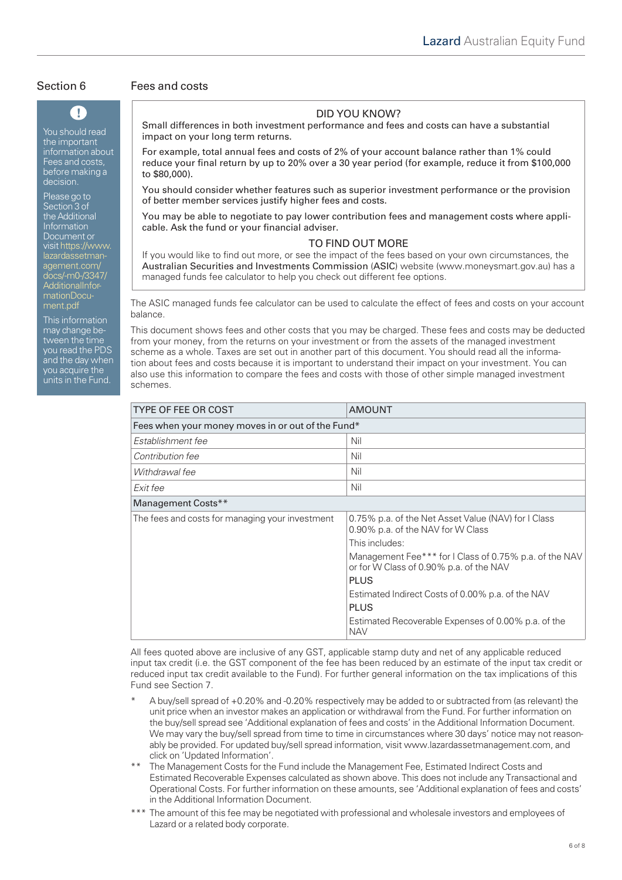## Section 6

## Fees and costs

You should read the important information about Fees and costs, before making a decision.

Please go to Section 3 of the Additional Information Document or visit https://www.lazardassetmanagement.com/docs/-m0-/3347/AdditionalInformationDocument.pdf

This information may change between the time you read the PDS and the day when you acquire the units in the Fund.

**DID YOU KNOW?**

Small differences in both investment performance and fees and costs can have a substantial impact on your long term returns.

For example, total annual fees and costs of 2% of your account balance rather than 1% could reduce your final return by up to 20% over a 30 year period (for example, reduce it from $100,000 to $80,000).

You should consider whether features such as superior investment performance or the provision of better member services justify higher fees and costs.

You may be able to negotiate to pay lower contribution fees and management costs where applicable. Ask the fund or your financial adviser.

**TO FIND OUT MORE**

If you would like to find out more, or see the impact of the fees based on your own circumstances, the Australian Securities and Investments Commission (ASIC) website (www.moneysmart.gov.au) has a managed funds fee calculator to help you check out different fee options.

The ASIC managed funds fee calculator can be used to calculate the effect of fees and costs on your account balance.

This document shows fees and other costs that you may be charged. These fees and costs may be deducted from your money, from the returns on your investment or from the assets of the managed investment scheme as a whole. Taxes are set out in another part of this document. You should read all the information about fees and costs because it is important to understand their impact on your investment. You can also use this information to compare the fees and costs with those of other simple managed investment schemes.

| TYPE OF FEE OR COST | AMOUNT |
|---|---|
| Fees when your money moves in or out of the Fund* | |
| *Establishment fee* | Nil |
| *Contribution fee* | Nil |
| *Withdrawal fee* | Nil |
| *Exit fee* | Nil |
| Management Costs** | |
| The fees and costs for managing your investment | 0.75% p.a. of the Net Asset Value (NAV) for I Class<br>0.90% p.a. of the NAV for W Class<br>This includes:<br>Management Fee*** for I Class of 0.75% p.a. of the NAV or for W Class of 0.90% p.a. of the NAV<br>PLUS<br>Estimated Indirect Costs of 0.00% p.a. of the NAV<br>PLUS<br>Estimated Recoverable Expenses of 0.00% p.a. of the NAV |

All fees quoted above are inclusive of any GST, applicable stamp duty and net of any applicable reduced input tax credit (i.e. the GST component of the fee has been reduced by an estimate of the input tax credit or reduced input tax credit available to the Fund). For further general information on the tax implications of this Fund see Section 7.

\* A buy/sell spread of +0.20% and -0.20% respectively may be added to or subtracted from (as relevant) the unit price when an investor makes an application or withdrawal from the Fund. For further information on the buy/sell spread see 'Additional explanation of fees and costs' in the Additional Information Document. We may vary the buy/sell spread from time to time in circumstances where 30 days' notice may not reasonably be provided. For updated buy/sell spread information, visit www.lazardassetmanagement.com, and click on 'Updated Information'.

\*\* The Management Costs for the Fund include the Management Fee, Estimated Indirect Costs and Estimated Recoverable Expenses calculated as shown above. This does not include any Transactional and Operational Costs. For further information on these amounts, see 'Additional explanation of fees and costs' in the Additional Information Document.

\*\*\* The amount of this fee may be negotiated with professional and wholesale investors and employees of Lazard or a related body corporate.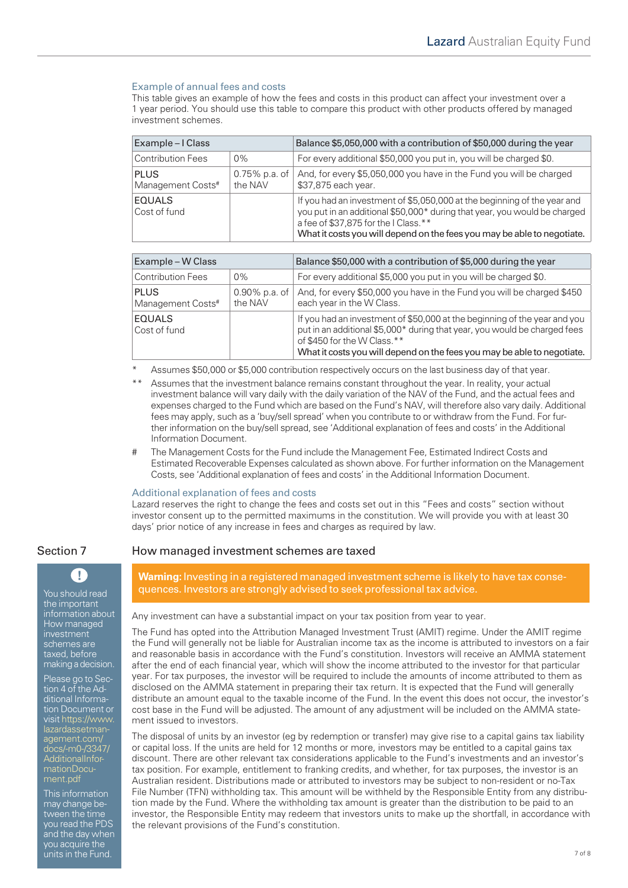### Example of annual fees and costs

This table gives an example of how the fees and costs in this product can affect your investment over a 1 year period. You should use this table to compare this product with other products offered by managed investment schemes.

| Example – I Class | | Balance $5,050,000 with a contribution of $50,000 during the year |
|---|---|---|
| Contribution Fees | 0% | For every additional $50,000 you put in, you will be charged $0. |
| PLUS Management Costs# | 0.75% p.a. of the NAV | And, for every $5,050,000 you have in the Fund you will be charged $37,875 each year. |
| EQUALS Cost of fund | | If you had an investment of $5,050,000 at the beginning of the year and you put in an additional $50,000* during that year, you would be charged a fee of $37,875 for the I Class.** What it costs you will depend on the fees you may be able to negotiate. |

| Example – W Class | | Balance $50,000 with a contribution of $5,000 during the year |
|---|---|---|
| Contribution Fees | 0% | For every additional $5,000 you put in you will be charged $0. |
| PLUS Management Costs# | 0.90% p.a. of the NAV | And, for every $50,000 you have in the Fund you will be charged $450 each year in the W Class. |
| EQUALS Cost of fund | | If you had an investment of $50,000 at the beginning of the year and you put in an additional $5,000* during that year, you would be charged fees of $450 for the W Class.** What it costs you will depend on the fees you may be able to negotiate. |

\* Assumes $50,000 or $5,000 contribution respectively occurs on the last business day of that year.

\*\* Assumes that the investment balance remains constant throughout the year. In reality, your actual investment balance will vary daily with the daily variation of the NAV of the Fund, and the actual fees and expenses charged to the Fund which are based on the Fund's NAV, will therefore also vary daily. Additional fees may apply, such as a 'buy/sell spread' when you contribute to or withdraw from the Fund. For further information on the buy/sell spread, see 'Additional explanation of fees and costs' in the Additional Information Document.

\# The Management Costs for the Fund include the Management Fee, Estimated Indirect Costs and Estimated Recoverable Expenses calculated as shown above. For further information on the Management Costs, see 'Additional explanation of fees and costs' in the Additional Information Document.

### Additional explanation of fees and costs

Lazard reserves the right to change the fees and costs set out in this "Fees and costs" section without investor consent up to the permitted maximums in the constitution. We will provide you with at least 30 days' prior notice of any increase in fees and charges as required by law.

## Section 7

## How managed investment schemes are taxed

You should read the important information about How managed investment schemes are taxed, before making a decision.

Please go to Section 4 of the Additional Information Document or visit https://www.lazardassetmanagement.com/docs/-m0-/3347/AdditionalInformationDocument.pdf

This information may change between the time you read the PDS and the day when you acquire the units in the Fund.

**Warning:** Investing in a registered managed investment scheme is likely to have tax consequences. Investors are strongly advised to seek professional tax advice.

Any investment can have a substantial impact on your tax position from year to year.

The Fund has opted into the Attribution Managed Investment Trust (AMIT) regime. Under the AMIT regime the Fund will generally not be liable for Australian income tax as the income is attributed to investors on a fair and reasonable basis in accordance with the Fund's constitution. Investors will receive an AMMA statement after the end of each financial year, which will show the income attributed to the investor for that particular year. For tax purposes, the investor will be required to include the amounts of income attributed to them as disclosed on the AMMA statement in preparing their tax return. It is expected that the Fund will generally distribute an amount equal to the taxable income of the Fund. In the event this does not occur, the investor's cost base in the Fund will be adjusted. The amount of any adjustment will be included on the AMMA statement issued to investors.

The disposal of units by an investor (eg by redemption or transfer) may give rise to a capital gains tax liability or capital loss. If the units are held for 12 months or more, investors may be entitled to a capital gains tax discount. There are other relevant tax considerations applicable to the Fund's investments and an investor's tax position. For example, entitlement to franking credits, and whether, for tax purposes, the investor is an Australian resident. Distributions made or attributed to investors may be subject to non-resident or no-Tax File Number (TFN) withholding tax. This amount will be withheld by the Responsible Entity from any distribution made by the Fund. Where the withholding tax amount is greater than the distribution to be paid to an investor, the Responsible Entity may redeem that investors units to make up the shortfall, in accordance with the relevant provisions of the Fund's constitution.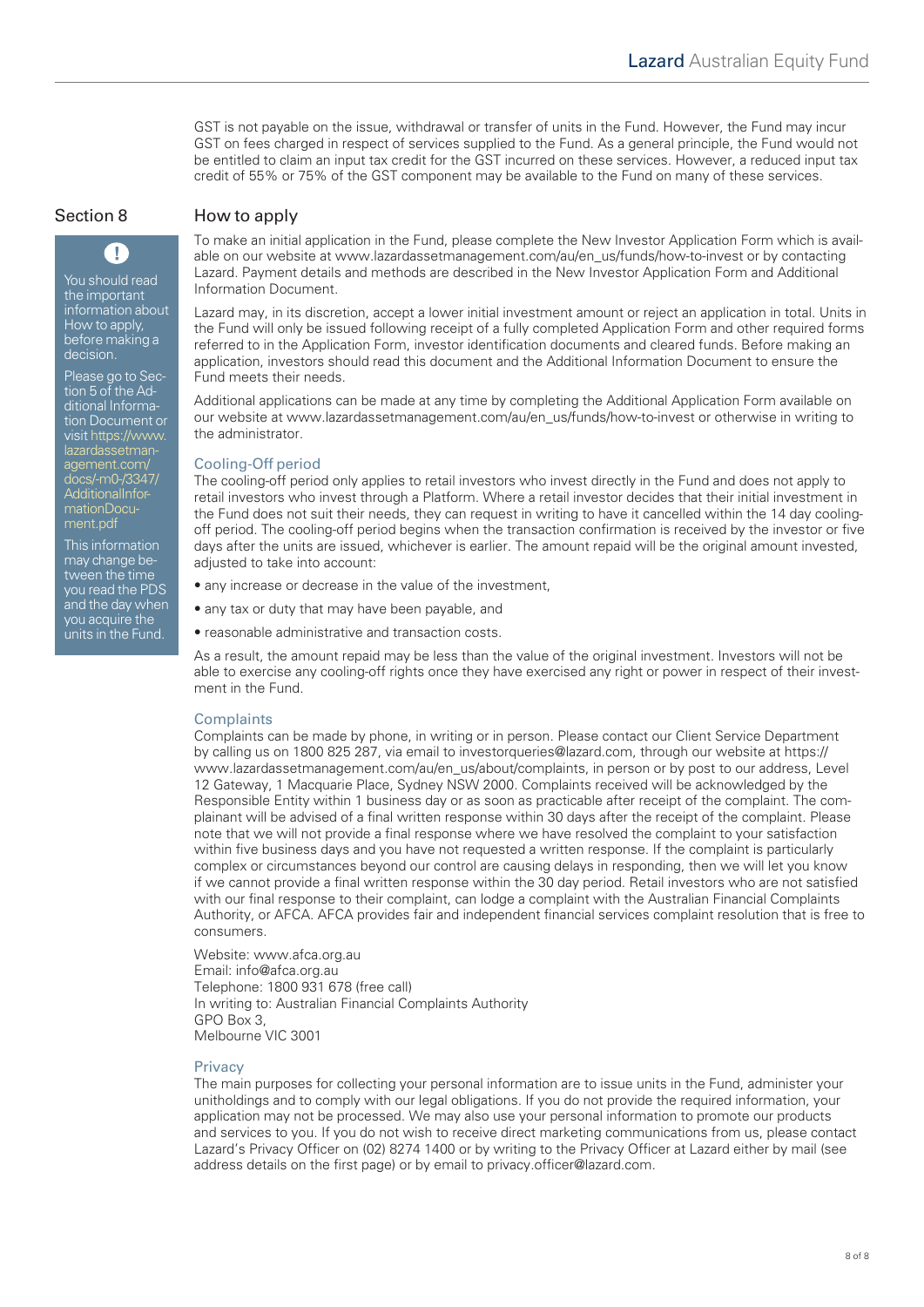GST is not payable on the issue, withdrawal or transfer of units in the Fund. However, the Fund may incur GST on fees charged in respect of services supplied to the Fund. As a general principle, the Fund would not be entitled to claim an input tax credit for the GST incurred on these services. However, a reduced input tax credit of 55% or 75% of the GST component may be available to the Fund on many of these services.

## Section 8 How to apply

> You should read the important information about How to apply, before making a decision.
>
> Please go to Section 5 of the Additional Information Document or visit https://www.lazardassetmanagement.com/docs/-m0-/3347/AdditionalInformationDocument.pdf
>
> This information may change between the time you read the PDS and the day when you acquire the units in the Fund.

To make an initial application in the Fund, please complete the New Investor Application Form which is available on our website at www.lazardassetmanagement.com/au/en_us/funds/how-to-invest or by contacting Lazard. Payment details and methods are described in the New Investor Application Form and Additional Information Document.

Lazard may, in its discretion, accept a lower initial investment amount or reject an application in total. Units in the Fund will only be issued following receipt of a fully completed Application Form and other required forms referred to in the Application Form, investor identification documents and cleared funds. Before making an application, investors should read this document and the Additional Information Document to ensure the Fund meets their needs.

Additional applications can be made at any time by completing the Additional Application Form available on our website at www.lazardassetmanagement.com/au/en_us/funds/how-to-invest or otherwise in writing to the administrator.

### Cooling-Off period

The cooling-off period only applies to retail investors who invest directly in the Fund and does not apply to retail investors who invest through a Platform. Where a retail investor decides that their initial investment in the Fund does not suit their needs, they can request in writing to have it cancelled within the 14 day cooling-off period. The cooling-off period begins when the transaction confirmation is received by the investor or five days after the units are issued, whichever is earlier. The amount repaid will be the original amount invested, adjusted to take into account:

- any increase or decrease in the value of the investment,
- any tax or duty that may have been payable, and
- reasonable administrative and transaction costs.

As a result, the amount repaid may be less than the value of the original investment. Investors will not be able to exercise any cooling-off rights once they have exercised any right or power in respect of their investment in the Fund.

### Complaints

Complaints can be made by phone, in writing or in person. Please contact our Client Service Department by calling us on 1800 825 287, via email to investorqueries@lazard.com, through our website at https://www.lazardassetmanagement.com/au/en_us/about/complaints, in person or by post to our address, Level 12 Gateway, 1 Macquarie Place, Sydney NSW 2000. Complaints received will be acknowledged by the Responsible Entity within 1 business day or as soon as practicable after receipt of the complaint. The complainant will be advised of a final written response within 30 days after the receipt of the complaint. Please note that we will not provide a final response where we have resolved the complaint to your satisfaction within five business days and you have not requested a written response. If the complaint is particularly complex or circumstances beyond our control are causing delays in responding, then we will let you know if we cannot provide a final written response within the 30 day period. Retail investors who are not satisfied with our final response to their complaint, can lodge a complaint with the Australian Financial Complaints Authority, or AFCA. AFCA provides fair and independent financial services complaint resolution that is free to consumers.

Website: www.afca.org.au
Email: info@afca.org.au
Telephone: 1800 931 678 (free call)
In writing to: Australian Financial Complaints Authority
GPO Box 3,
Melbourne VIC 3001

### Privacy

The main purposes for collecting your personal information are to issue units in the Fund, administer your unitholdings and to comply with our legal obligations. If you do not provide the required information, your application may not be processed. We may also use your personal information to promote our products and services to you. If you do not wish to receive direct marketing communications from us, please contact Lazard's Privacy Officer on (02) 8274 1400 or by writing to the Privacy Officer at Lazard either by mail (see address details on the first page) or by email to privacy.officer@lazard.com.